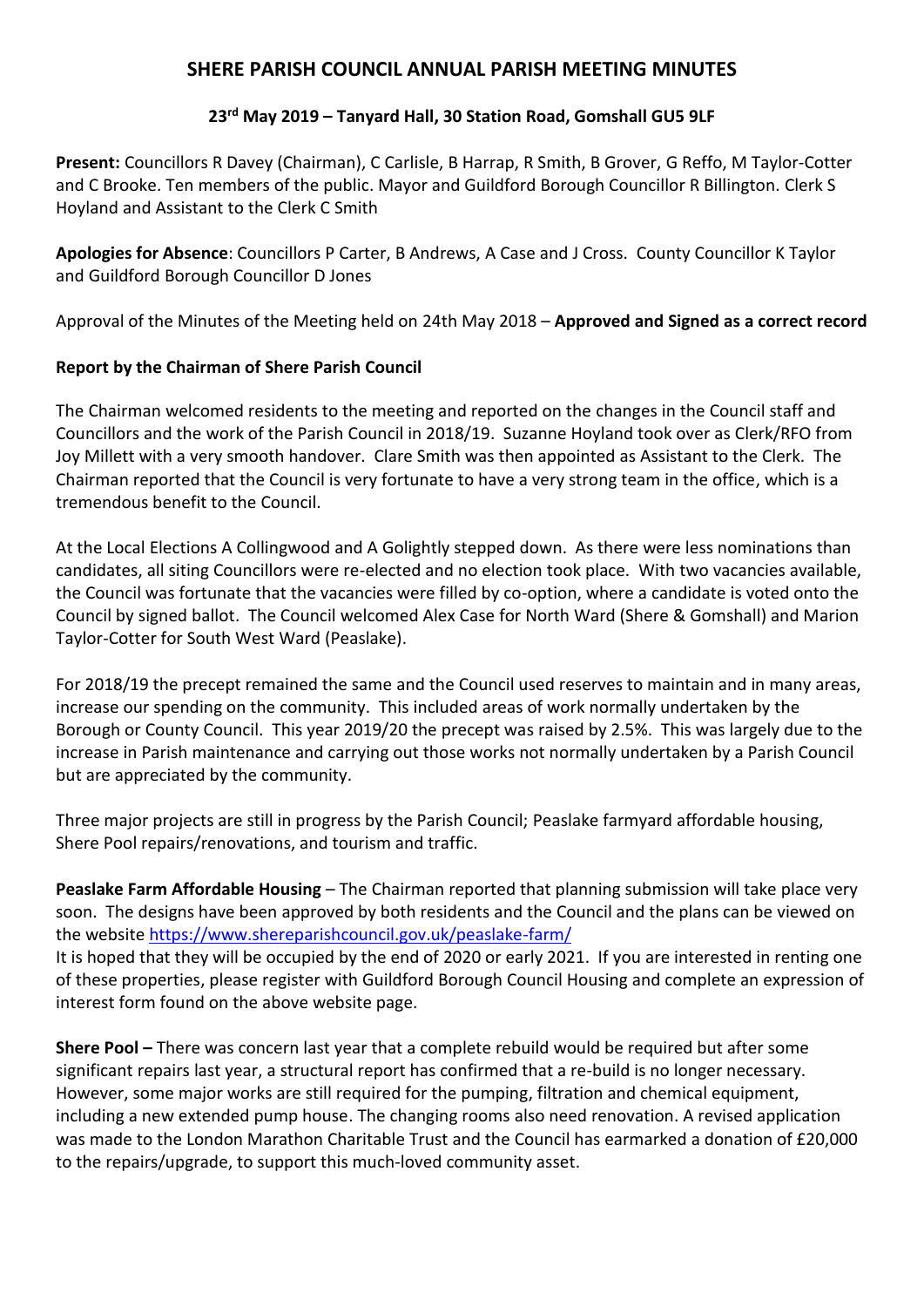# SHERE PARISH COUNCIL ANNUAL PARISH MEETING MINUTES

## 23rd May 2019 – Tanyard Hall, 30 Station Road, Gomshall GU5 9LF

**Present:** Councillors R Davey (Chairman), C Carlisle, B Harrap, R Smith, B Grover, G Reffo, M Taylor-Cotter and C Brooke. Ten members of the public. Mayor and Guildford Borough Councillor R Billington. Clerk S Hoyland and Assistant to the Clerk C Smith

**Apologies for Absence**: Councillors P Carter, B Andrews, A Case and J Cross. County Councillor K Taylor and Guildford Borough Councillor D Jones

Approval of the Minutes of the Meeting held on 24th May 2018 – **Approved and Signed as a correct record**

**Report by the Chairman of Shere Parish Council**

The Chairman welcomed residents to the meeting and reported on the changes in the Council staff and Councillors and the work of the Parish Council in 2018/19. Suzanne Hoyland took over as Clerk/RFO from Joy Millett with a very smooth handover. Clare Smith was then appointed as Assistant to the Clerk. The Chairman reported that the Council is very fortunate to have a very strong team in the office, which is a tremendous benefit to the Council.

At the Local Elections A Collingwood and A Golightly stepped down. As there were less nominations than candidates, all siting Councillors were re-elected and no election took place. With two vacancies available, the Council was fortunate that the vacancies were filled by co-option, where a candidate is voted onto the Council by signed ballot. The Council welcomed Alex Case for North Ward (Shere & Gomshall) and Marion Taylor-Cotter for South West Ward (Peaslake).

For 2018/19 the precept remained the same and the Council used reserves to maintain and in many areas, increase our spending on the community. This included areas of work normally undertaken by the Borough or County Council. This year 2019/20 the precept was raised by 2.5%. This was largely due to the increase in Parish maintenance and carrying out those works not normally undertaken by a Parish Council but are appreciated by the community.

Three major projects are still in progress by the Parish Council; Peaslake farmyard affordable housing, Shere Pool repairs/renovations, and tourism and traffic.

**Peaslake Farm Affordable Housing** – The Chairman reported that planning submission will take place very soon. The designs have been approved by both residents and the Council and the plans can be viewed on the website https://www.shereparishcouncil.gov.uk/peaslake-farm/
It is hoped that they will be occupied by the end of 2020 or early 2021. If you are interested in renting one of these properties, please register with Guildford Borough Council Housing and complete an expression of interest form found on the above website page.

**Shere Pool –** There was concern last year that a complete rebuild would be required but after some significant repairs last year, a structural report has confirmed that a re-build is no longer necessary. However, some major works are still required for the pumping, filtration and chemical equipment, including a new extended pump house. The changing rooms also need renovation. A revised application was made to the London Marathon Charitable Trust and the Council has earmarked a donation of £20,000 to the repairs/upgrade, to support this much-loved community asset.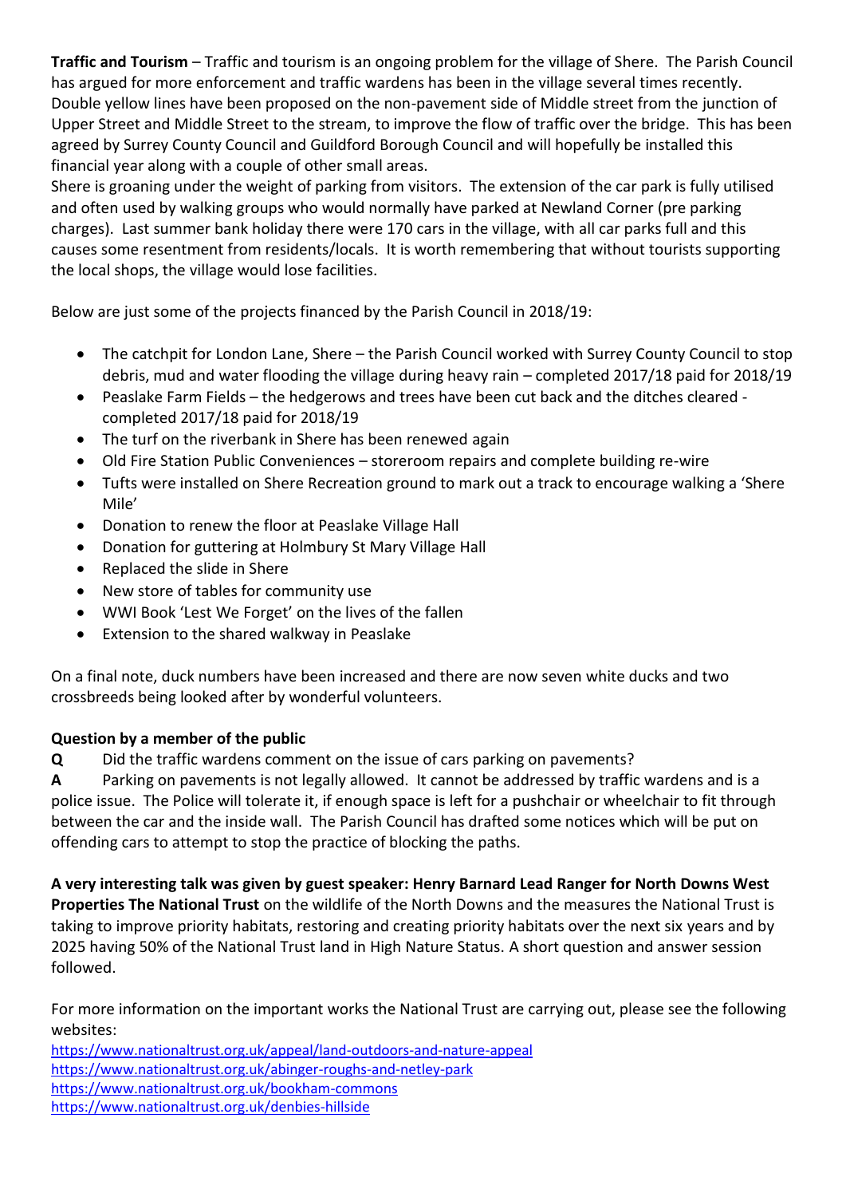**Traffic and Tourism** – Traffic and tourism is an ongoing problem for the village of Shere. The Parish Council has argued for more enforcement and traffic wardens has been in the village several times recently. Double yellow lines have been proposed on the non-pavement side of Middle street from the junction of Upper Street and Middle Street to the stream, to improve the flow of traffic over the bridge. This has been agreed by Surrey County Council and Guildford Borough Council and will hopefully be installed this financial year along with a couple of other small areas.
Shere is groaning under the weight of parking from visitors. The extension of the car park is fully utilised and often used by walking groups who would normally have parked at Newland Corner (pre parking charges). Last summer bank holiday there were 170 cars in the village, with all car parks full and this causes some resentment from residents/locals. It is worth remembering that without tourists supporting the local shops, the village would lose facilities.

Below are just some of the projects financed by the Parish Council in 2018/19:

- The catchpit for London Lane, Shere – the Parish Council worked with Surrey County Council to stop debris, mud and water flooding the village during heavy rain – completed 2017/18 paid for 2018/19
- Peaslake Farm Fields – the hedgerows and trees have been cut back and the ditches cleared - completed 2017/18 paid for 2018/19
- The turf on the riverbank in Shere has been renewed again
- Old Fire Station Public Conveniences – storeroom repairs and complete building re-wire
- Tufts were installed on Shere Recreation ground to mark out a track to encourage walking a 'Shere Mile'
- Donation to renew the floor at Peaslake Village Hall
- Donation for guttering at Holmbury St Mary Village Hall
- Replaced the slide in Shere
- New store of tables for community use
- WWI Book 'Lest We Forget' on the lives of the fallen
- Extension to the shared walkway in Peaslake

On a final note, duck numbers have been increased and there are now seven white ducks and two crossbreeds being looked after by wonderful volunteers.

**Question by a member of the public**

**Q** Did the traffic wardens comment on the issue of cars parking on pavements?

**A** Parking on pavements is not legally allowed. It cannot be addressed by traffic wardens and is a police issue. The Police will tolerate it, if enough space is left for a pushchair or wheelchair to fit through between the car and the inside wall. The Parish Council has drafted some notices which will be put on offending cars to attempt to stop the practice of blocking the paths.

**A very interesting talk was given by guest speaker: Henry Barnard Lead Ranger for North Downs West Properties The National Trust** on the wildlife of the North Downs and the measures the National Trust is taking to improve priority habitats, restoring and creating priority habitats over the next six years and by 2025 having 50% of the National Trust land in High Nature Status. A short question and answer session followed.

For more information on the important works the National Trust are carrying out, please see the following websites:
https://www.nationaltrust.org.uk/appeal/land-outdoors-and-nature-appeal
https://www.nationaltrust.org.uk/abinger-roughs-and-netley-park
https://www.nationaltrust.org.uk/bookham-commons
https://www.nationaltrust.org.uk/denbies-hillside